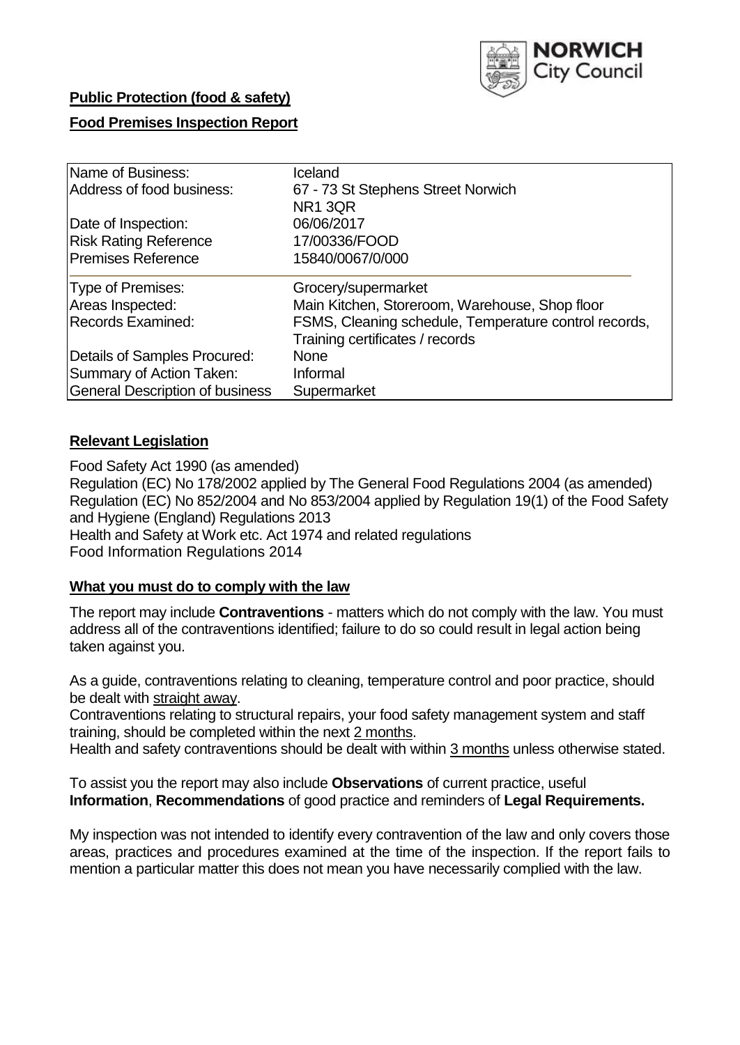NORWICH City Council

**Public Protection (food & safety)**

**Food Premises Inspection Report**

| | |
|---|---|
| Name of Business: | Iceland |
| Address of food business: | 67 - 73 St Stephens Street Norwich NR1 3QR |
| Date of Inspection: | 06/06/2017 |
| Risk Rating Reference | 17/00336/FOOD |
| Premises Reference | 15840/0067/0/000 |
| Type of Premises: | Grocery/supermarket |
| Areas Inspected: | Main Kitchen, Storeroom, Warehouse, Shop floor |
| Records Examined: | FSMS, Cleaning schedule, Temperature control records, Training certificates / records |
| Details of Samples Procured: | None |
| Summary of Action Taken: | Informal |
| General Description of business | Supermarket |

## Relevant Legislation

Food Safety Act 1990 (as amended)
Regulation (EC) No 178/2002 applied by The General Food Regulations 2004 (as amended)
Regulation (EC) No 852/2004 and No 853/2004 applied by Regulation 19(1) of the Food Safety and Hygiene (England) Regulations 2013
Health and Safety at Work etc. Act 1974 and related regulations
Food Information Regulations 2014

## What you must do to comply with the law

The report may include **Contraventions** - matters which do not comply with the law. You must address all of the contraventions identified; failure to do so could result in legal action being taken against you.

As a guide, contraventions relating to cleaning, temperature control and poor practice, should be dealt with straight away.
Contraventions relating to structural repairs, your food safety management system and staff training, should be completed within the next 2 months.
Health and safety contraventions should be dealt with within 3 months unless otherwise stated.

To assist you the report may also include **Observations** of current practice, useful **Information**, **Recommendations** of good practice and reminders of **Legal Requirements.**

My inspection was not intended to identify every contravention of the law and only covers those areas, practices and procedures examined at the time of the inspection. If the report fails to mention a particular matter this does not mean you have necessarily complied with the law.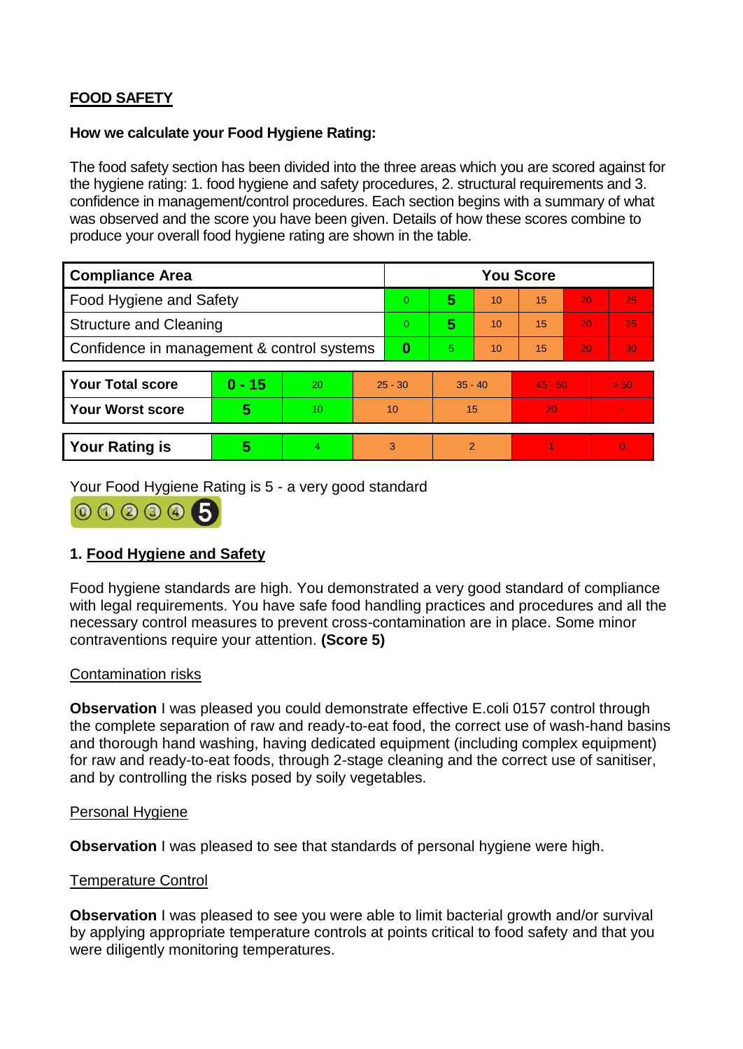**FOOD SAFETY**

**How we calculate your Food Hygiene Rating:**

The food safety section has been divided into the three areas which you are scored against for the hygiene rating: 1. food hygiene and safety procedures, 2. structural requirements and 3. confidence in management/control procedures. Each section begins with a summary of what was observed and the score you have been given. Details of how these scores combine to produce your overall food hygiene rating are shown in the table.

| Compliance Area | You Score | | | | | |
|---|---|---|---|---|---|---|
| Food Hygiene and Safety | 0 | **5** | 10 | 15 | 20 | 25 |
| Structure and Cleaning | 0 | **5** | 10 | 15 | 20 | 25 |
| Confidence in management & control systems | **0** | 5 | 10 | 15 | 20 | 30 |

| | | | | | | |
|---|---|---|---|---|---|---|
| **Your Total score** | **0 - 15** | 20 | 25 - 30 | 35 - 40 | 45 - 50 | > 50 |
| **Your Worst score** | **5** | 10 | 10 | 15 | 20 | - |
| **Your Rating is** | **5** | 4 | 3 | 2 | 1 | 0 |

Your Food Hygiene Rating is 5 - a very good standard

## 1. Food Hygiene and Safety

Food hygiene standards are high. You demonstrated a very good standard of compliance with legal requirements. You have safe food handling practices and procedures and all the necessary control measures to prevent cross-contamination are in place. Some minor contraventions require your attention. **(Score 5)**

Contamination risks

**Observation** I was pleased you could demonstrate effective E.coli 0157 control through the complete separation of raw and ready-to-eat food, the correct use of wash-hand basins and thorough hand washing, having dedicated equipment (including complex equipment) for raw and ready-to-eat foods, through 2-stage cleaning and the correct use of sanitiser, and by controlling the risks posed by soily vegetables.

Personal Hygiene

**Observation** I was pleased to see that standards of personal hygiene were high.

Temperature Control

**Observation** I was pleased to see you were able to limit bacterial growth and/or survival by applying appropriate temperature controls at points critical to food safety and that you were diligently monitoring temperatures.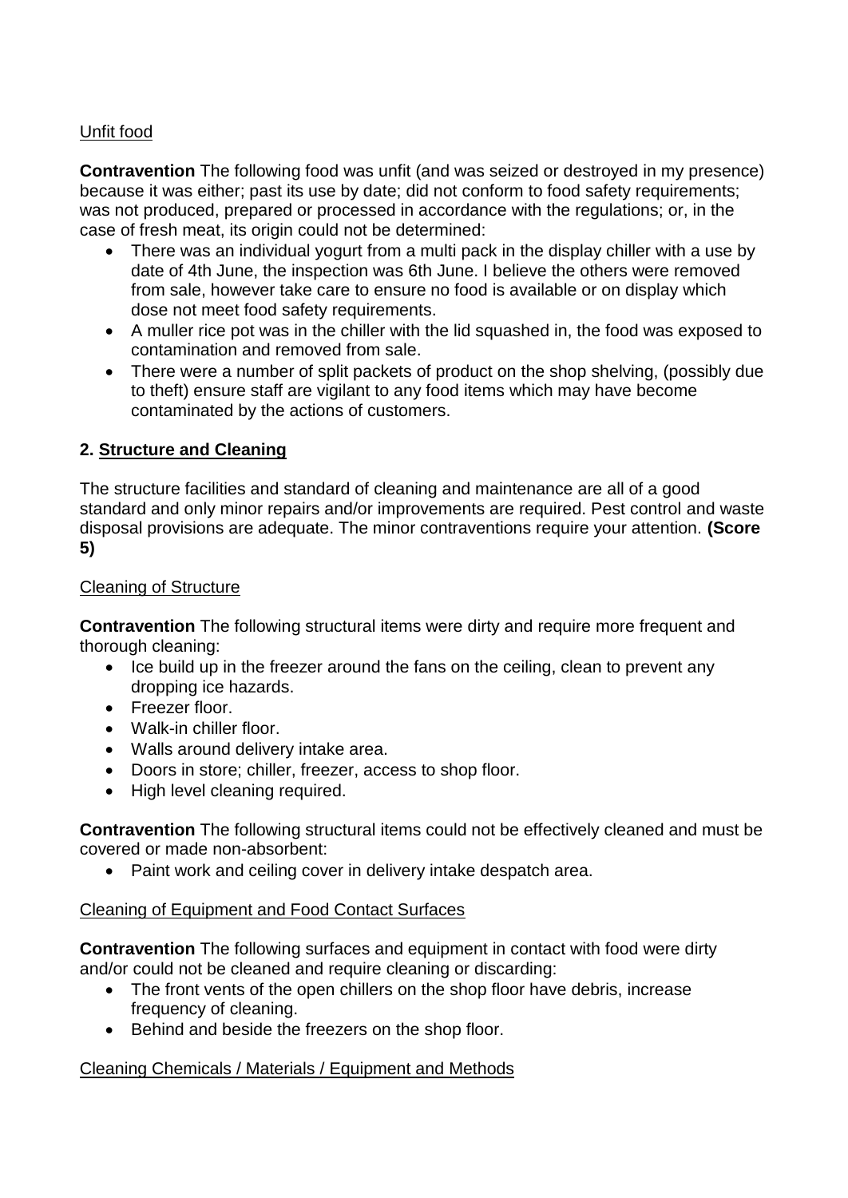Unfit food

**Contravention** The following food was unfit (and was seized or destroyed in my presence) because it was either; past its use by date; did not conform to food safety requirements; was not produced, prepared or processed in accordance with the regulations; or, in the case of fresh meat, its origin could not be determined:

- There was an individual yogurt from a multi pack in the display chiller with a use by date of 4th June, the inspection was 6th June. I believe the others were removed from sale, however take care to ensure no food is available or on display which dose not meet food safety requirements.
- A muller rice pot was in the chiller with the lid squashed in, the food was exposed to contamination and removed from sale.
- There were a number of split packets of product on the shop shelving, (possibly due to theft) ensure staff are vigilant to any food items which may have become contaminated by the actions of customers.

## 2. Structure and Cleaning

The structure facilities and standard of cleaning and maintenance are all of a good standard and only minor repairs and/or improvements are required. Pest control and waste disposal provisions are adequate. The minor contraventions require your attention. **(Score 5)**

Cleaning of Structure

**Contravention** The following structural items were dirty and require more frequent and thorough cleaning:

- Ice build up in the freezer around the fans on the ceiling, clean to prevent any dropping ice hazards.
- Freezer floor.
- Walk-in chiller floor.
- Walls around delivery intake area.
- Doors in store; chiller, freezer, access to shop floor.
- High level cleaning required.

**Contravention** The following structural items could not be effectively cleaned and must be covered or made non-absorbent:

- Paint work and ceiling cover in delivery intake despatch area.

Cleaning of Equipment and Food Contact Surfaces

**Contravention** The following surfaces and equipment in contact with food were dirty and/or could not be cleaned and require cleaning or discarding:

- The front vents of the open chillers on the shop floor have debris, increase frequency of cleaning.
- Behind and beside the freezers on the shop floor.

Cleaning Chemicals / Materials / Equipment and Methods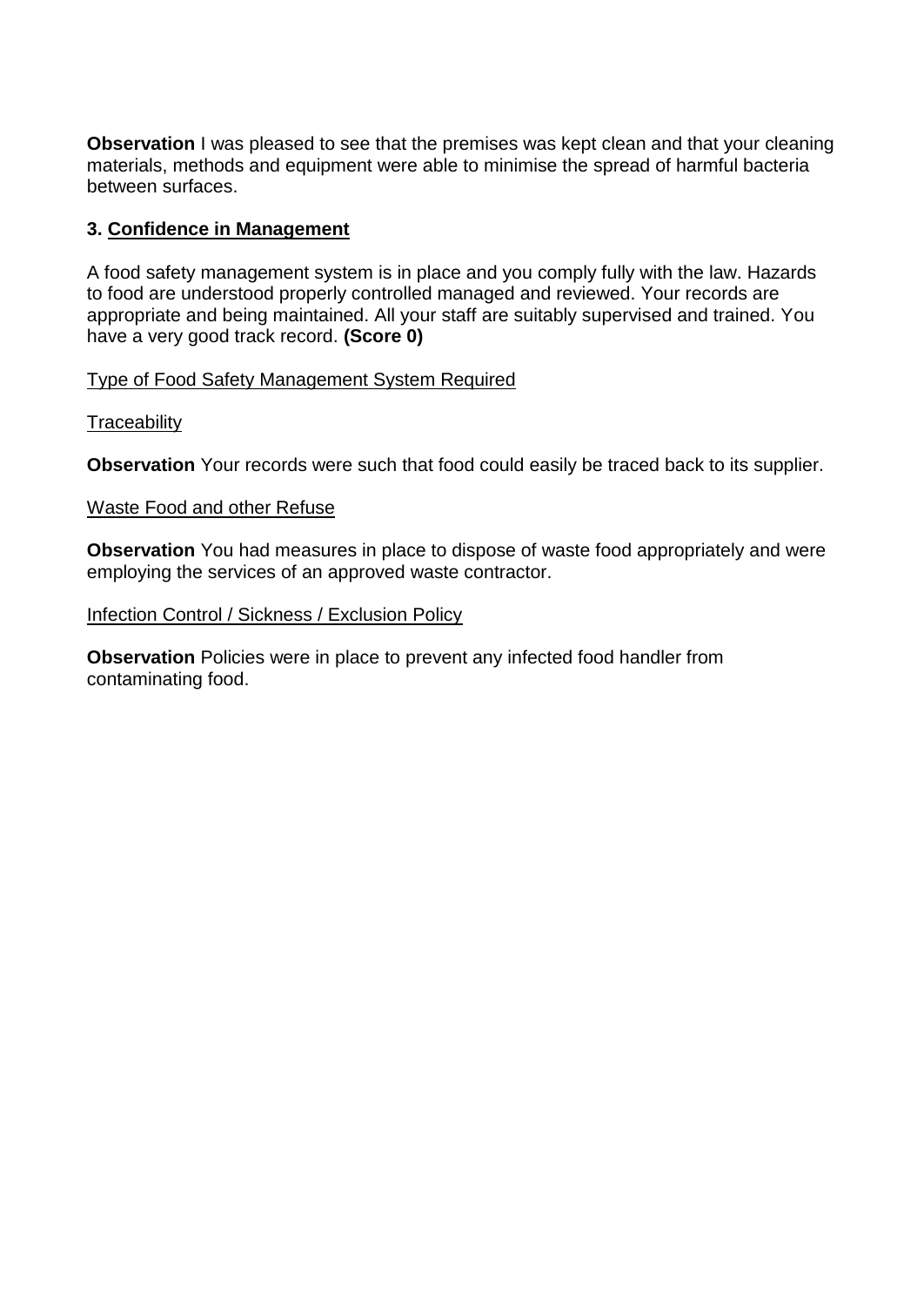**Observation** I was pleased to see that the premises was kept clean and that your cleaning materials, methods and equipment were able to minimise the spread of harmful bacteria between surfaces.

### 3. Confidence in Management

A food safety management system is in place and you comply fully with the law. Hazards to food are understood properly controlled managed and reviewed. Your records are appropriate and being maintained. All your staff are suitably supervised and trained. You have a very good track record. **(Score 0)**

Type of Food Safety Management System Required

Traceability

**Observation** Your records were such that food could easily be traced back to its supplier.

Waste Food and other Refuse

**Observation** You had measures in place to dispose of waste food appropriately and were employing the services of an approved waste contractor.

Infection Control / Sickness / Exclusion Policy

**Observation** Policies were in place to prevent any infected food handler from contaminating food.